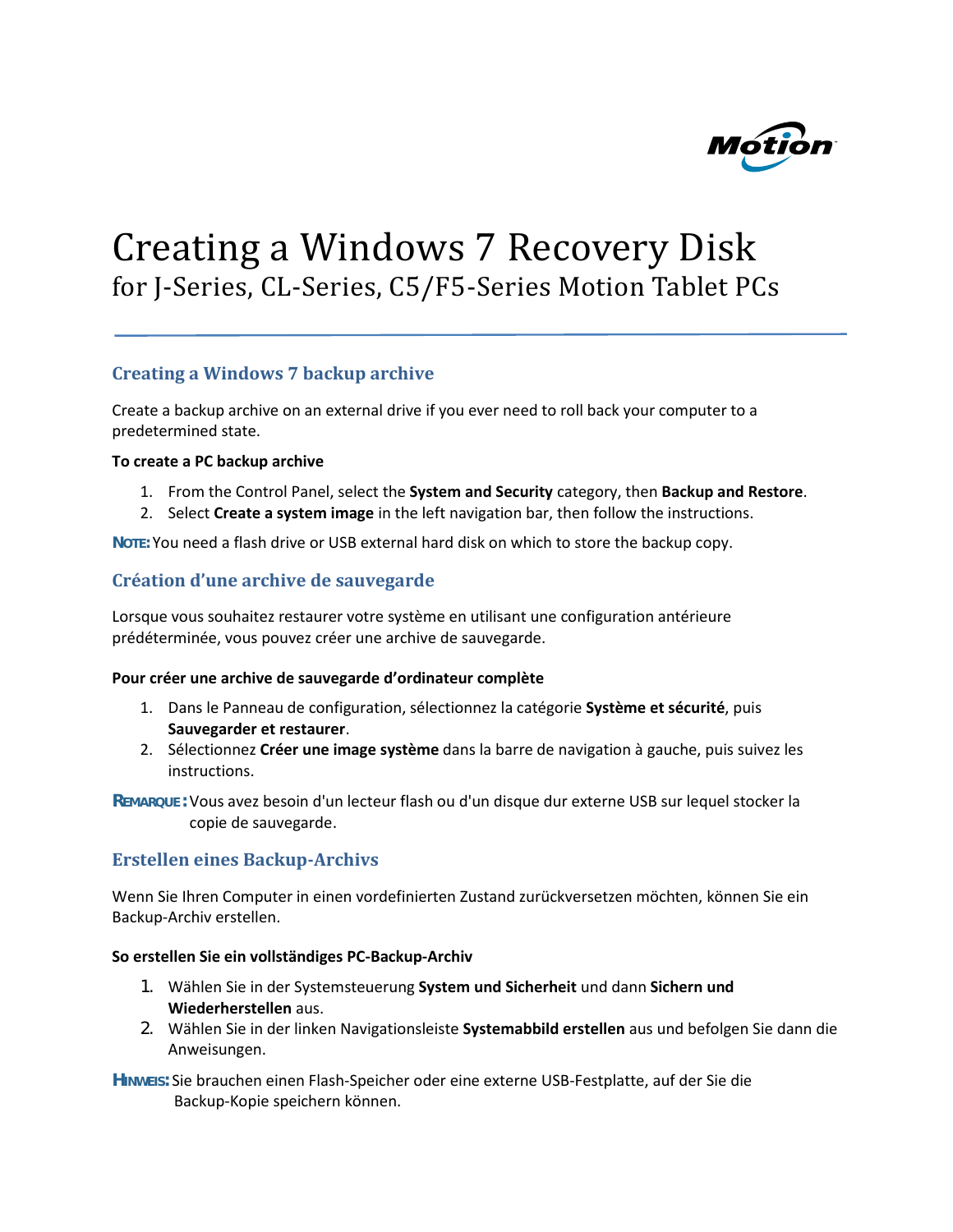Motion

# Creating a Windows 7 Recovery Disk

for J-Series, CL-Series, C5/F5-Series Motion Tablet PCs

## Creating a Windows 7 backup archive

Create a backup archive on an external drive if you ever need to roll back your computer to a predetermined state.

**To create a PC backup archive**

1. From the Control Panel, select the **System and Security** category, then **Backup and Restore**.
2. Select **Create a system image** in the left navigation bar, then follow the instructions.

**NOTE:** You need a flash drive or USB external hard disk on which to store the backup copy.

## Création d'une archive de sauvegarde

Lorsque vous souhaitez restaurer votre système en utilisant une configuration antérieure prédéterminée, vous pouvez créer une archive de sauvegarde.

**Pour créer une archive de sauvegarde d'ordinateur complète**

1. Dans le Panneau de configuration, sélectionnez la catégorie **Système et sécurité**, puis **Sauvegarder et restaurer**.
2. Sélectionnez **Créer une image système** dans la barre de navigation à gauche, puis suivez les instructions.

**REMARQUE :** Vous avez besoin d'un lecteur flash ou d'un disque dur externe USB sur lequel stocker la copie de sauvegarde.

## Erstellen eines Backup-Archivs

Wenn Sie Ihren Computer in einen vordefinierten Zustand zurückversetzen möchten, können Sie ein Backup-Archiv erstellen.

**So erstellen Sie ein vollständiges PC-Backup-Archiv**

1. Wählen Sie in der Systemsteuerung **System und Sicherheit** und dann **Sichern und Wiederherstellen** aus.
2. Wählen Sie in der linken Navigationsleiste **Systemabbild erstellen** aus und befolgen Sie dann die Anweisungen.

**HINWEIS:** Sie brauchen einen Flash-Speicher oder eine externe USB-Festplatte, auf der Sie die Backup-Kopie speichern können.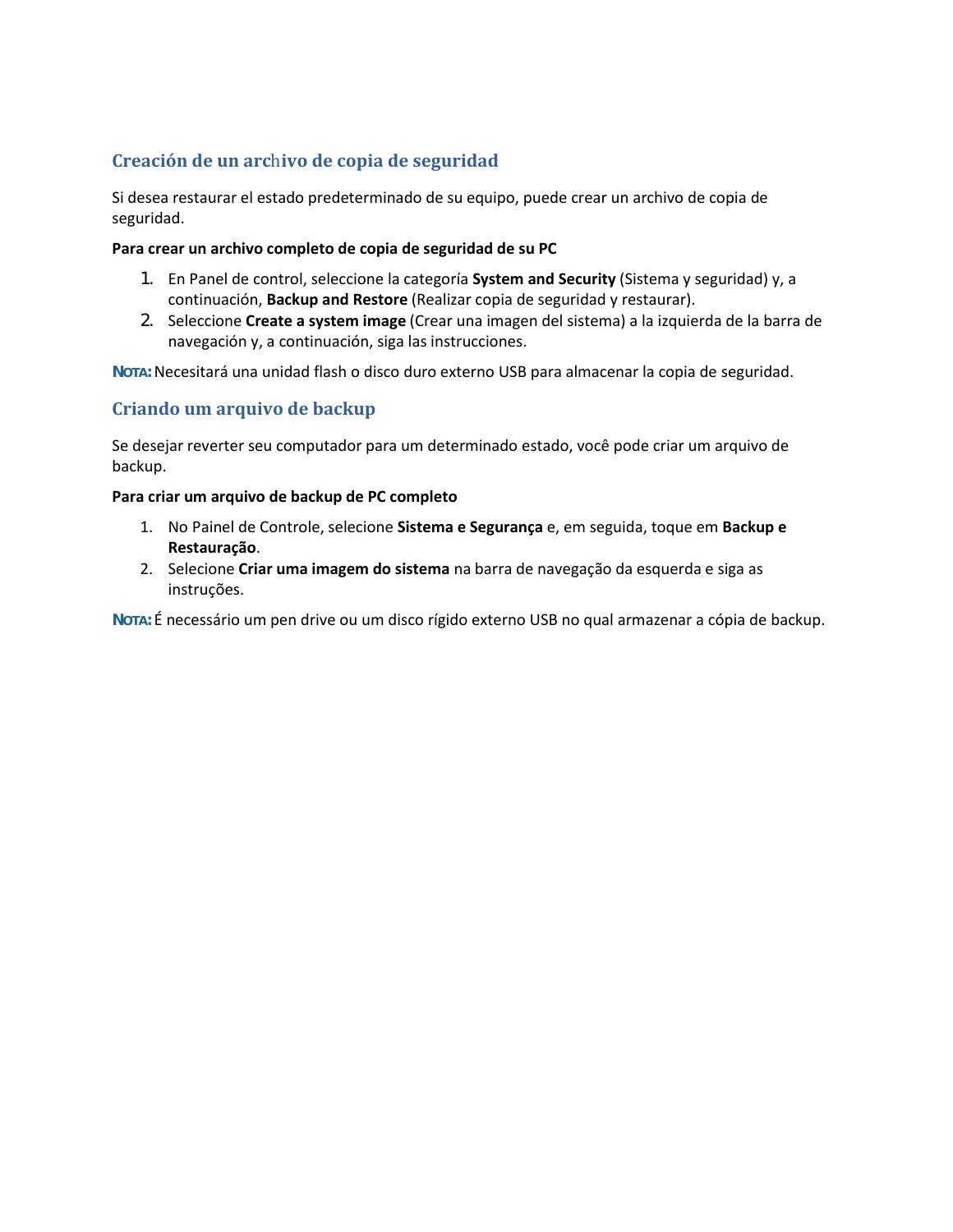## Creación de un archivo de copia de seguridad

Si desea restaurar el estado predeterminado de su equipo, puede crear un archivo de copia de seguridad.

**Para crear un archivo completo de copia de seguridad de su PC**

1. En Panel de control, seleccione la categoría **System and Security** (Sistema y seguridad) y, a continuación, **Backup and Restore** (Realizar copia de seguridad y restaurar).
2. Seleccione **Create a system image** (Crear una imagen del sistema) a la izquierda de la barra de navegación y, a continuación, siga las instrucciones.

**NOTA:** Necesitará una unidad flash o disco duro externo USB para almacenar la copia de seguridad.

## Criando um arquivo de backup

Se desejar reverter seu computador para um determinado estado, você pode criar um arquivo de backup.

**Para criar um arquivo de backup de PC completo**

1. No Painel de Controle, selecione **Sistema e Segurança** e, em seguida, toque em **Backup e Restauração**.
2. Selecione **Criar uma imagem do sistema** na barra de navegação da esquerda e siga as instruções.

**NOTA:** É necessário um pen drive ou um disco rígido externo USB no qual armazenar a cópia de backup.